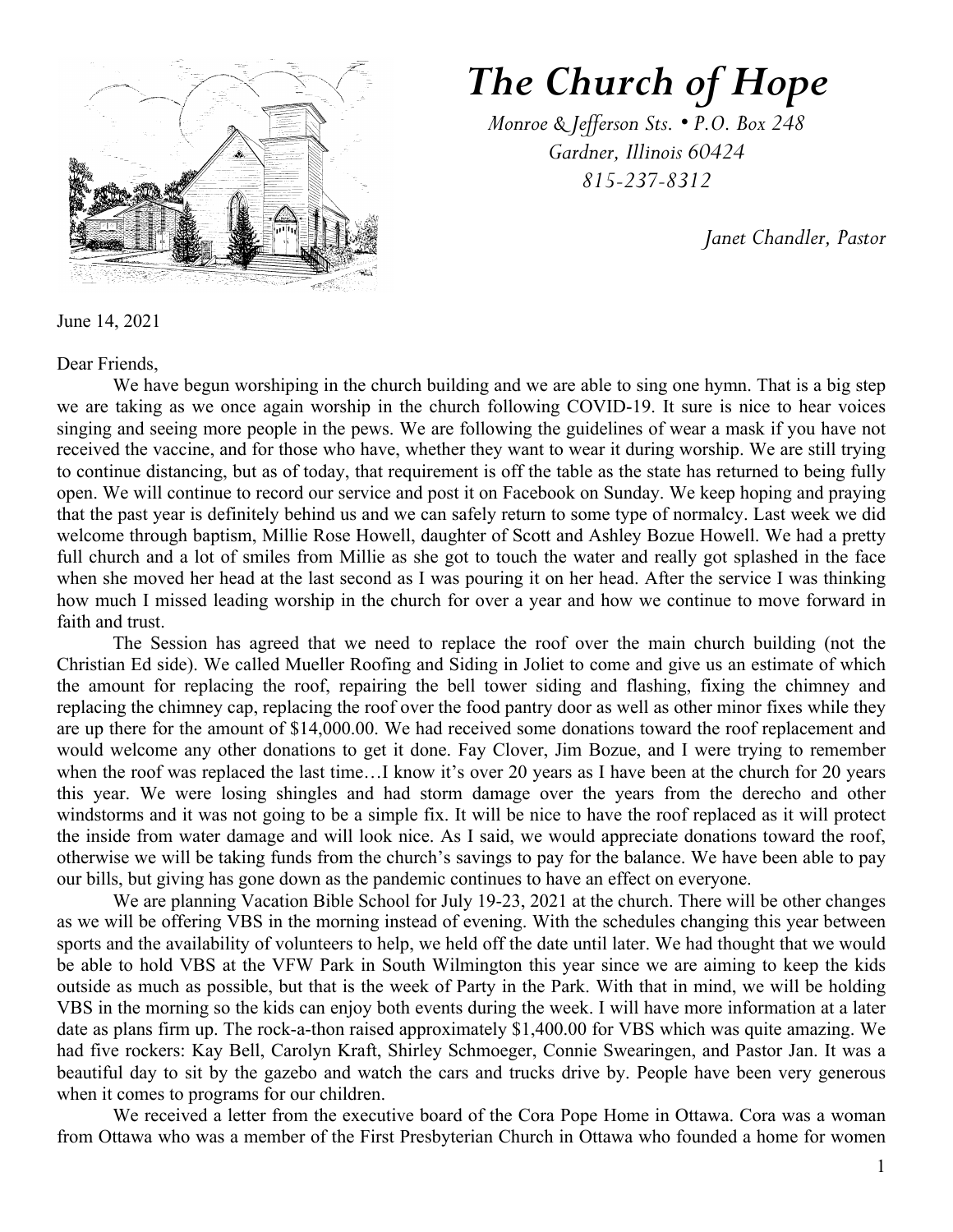# The Church of Hope

*Monroe & Jefferson Sts. • P.O. Box 248*
*Gardner, Illinois 60424*
*815-237-8312*

*Janet Chandler, Pastor*

June 14, 2021

Dear Friends,

We have begun worshiping in the church building and we are able to sing one hymn. That is a big step we are taking as we once again worship in the church following COVID-19. It sure is nice to hear voices singing and seeing more people in the pews. We are following the guidelines of wear a mask if you have not received the vaccine, and for those who have, whether they want to wear it during worship. We are still trying to continue distancing, but as of today, that requirement is off the table as the state has returned to being fully open. We will continue to record our service and post it on Facebook on Sunday. We keep hoping and praying that the past year is definitely behind us and we can safely return to some type of normalcy. Last week we did welcome through baptism, Millie Rose Howell, daughter of Scott and Ashley Bozue Howell. We had a pretty full church and a lot of smiles from Millie as she got to touch the water and really got splashed in the face when she moved her head at the last second as I was pouring it on her head. After the service I was thinking how much I missed leading worship in the church for over a year and how we continue to move forward in faith and trust.

The Session has agreed that we need to replace the roof over the main church building (not the Christian Ed side). We called Mueller Roofing and Siding in Joliet to come and give us an estimate of which the amount for replacing the roof, repairing the bell tower siding and flashing, fixing the chimney and replacing the chimney cap, replacing the roof over the food pantry door as well as other minor fixes while they are up there for the amount of $14,000.00. We had received some donations toward the roof replacement and would welcome any other donations to get it done. Fay Clover, Jim Bozue, and I were trying to remember when the roof was replaced the last time…I know it's over 20 years as I have been at the church for 20 years this year. We were losing shingles and had storm damage over the years from the derecho and other windstorms and it was not going to be a simple fix. It will be nice to have the roof replaced as it will protect the inside from water damage and will look nice. As I said, we would appreciate donations toward the roof, otherwise we will be taking funds from the church's savings to pay for the balance. We have been able to pay our bills, but giving has gone down as the pandemic continues to have an effect on everyone.

We are planning Vacation Bible School for July 19-23, 2021 at the church. There will be other changes as we will be offering VBS in the morning instead of evening. With the schedules changing this year between sports and the availability of volunteers to help, we held off the date until later. We had thought that we would be able to hold VBS at the VFW Park in South Wilmington this year since we are aiming to keep the kids outside as much as possible, but that is the week of Party in the Park. With that in mind, we will be holding VBS in the morning so the kids can enjoy both events during the week. I will have more information at a later date as plans firm up. The rock-a-thon raised approximately $1,400.00 for VBS which was quite amazing. We had five rockers: Kay Bell, Carolyn Kraft, Shirley Schmoeger, Connie Swearingen, and Pastor Jan. It was a beautiful day to sit by the gazebo and watch the cars and trucks drive by. People have been very generous when it comes to programs for our children.

We received a letter from the executive board of the Cora Pope Home in Ottawa. Cora was a woman from Ottawa who was a member of the First Presbyterian Church in Ottawa who founded a home for women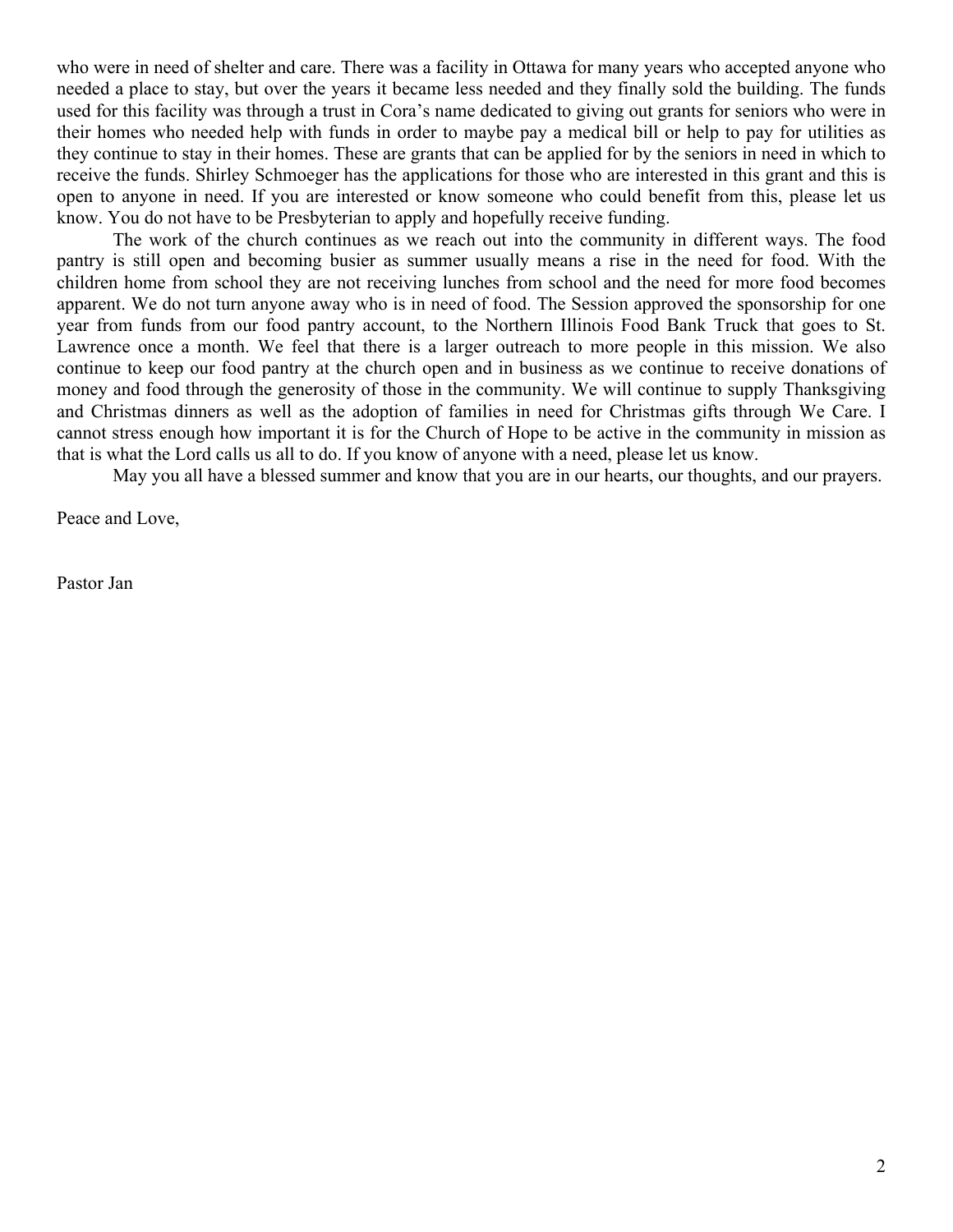who were in need of shelter and care. There was a facility in Ottawa for many years who accepted anyone who needed a place to stay, but over the years it became less needed and they finally sold the building. The funds used for this facility was through a trust in Cora's name dedicated to giving out grants for seniors who were in their homes who needed help with funds in order to maybe pay a medical bill or help to pay for utilities as they continue to stay in their homes. These are grants that can be applied for by the seniors in need in which to receive the funds. Shirley Schmoeger has the applications for those who are interested in this grant and this is open to anyone in need. If you are interested or know someone who could benefit from this, please let us know. You do not have to be Presbyterian to apply and hopefully receive funding.

The work of the church continues as we reach out into the community in different ways. The food pantry is still open and becoming busier as summer usually means a rise in the need for food. With the children home from school they are not receiving lunches from school and the need for more food becomes apparent. We do not turn anyone away who is in need of food. The Session approved the sponsorship for one year from funds from our food pantry account, to the Northern Illinois Food Bank Truck that goes to St. Lawrence once a month. We feel that there is a larger outreach to more people in this mission. We also continue to keep our food pantry at the church open and in business as we continue to receive donations of money and food through the generosity of those in the community. We will continue to supply Thanksgiving and Christmas dinners as well as the adoption of families in need for Christmas gifts through We Care. I cannot stress enough how important it is for the Church of Hope to be active in the community in mission as that is what the Lord calls us all to do. If you know of anyone with a need, please let us know.

May you all have a blessed summer and know that you are in our hearts, our thoughts, and our prayers.

Peace and Love,

Pastor Jan